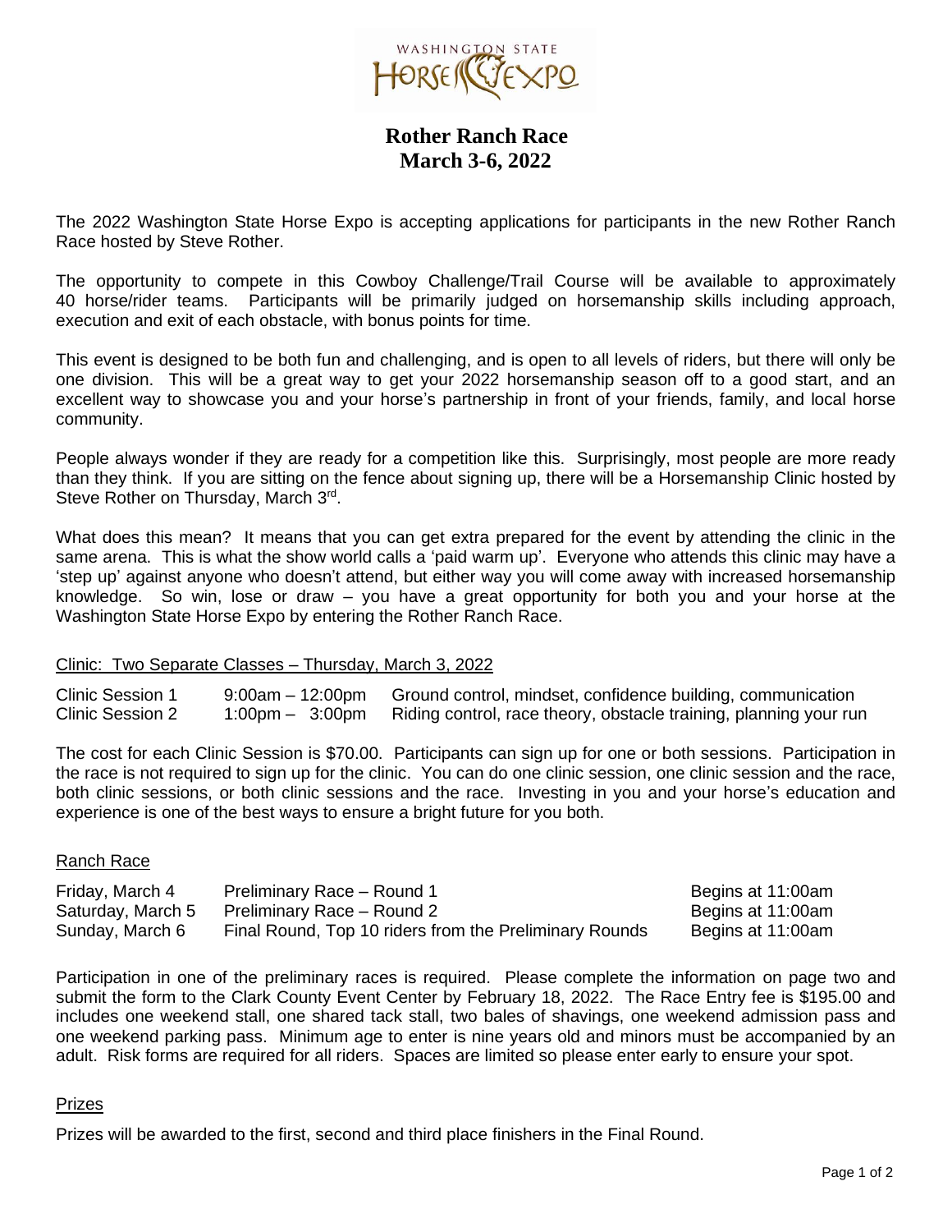# Rother Ranch Race
## March 3-6, 2022

The 2022 Washington State Horse Expo is accepting applications for participants in the new Rother Ranch Race hosted by Steve Rother.

The opportunity to compete in this Cowboy Challenge/Trail Course will be available to approximately 40 horse/rider teams. Participants will be primarily judged on horsemanship skills including approach, execution and exit of each obstacle, with bonus points for time.

This event is designed to be both fun and challenging, and is open to all levels of riders, but there will only be one division. This will be a great way to get your 2022 horsemanship season off to a good start, and an excellent way to showcase you and your horse's partnership in front of your friends, family, and local horse community.

People always wonder if they are ready for a competition like this. Surprisingly, most people are more ready than they think. If you are sitting on the fence about signing up, there will be a Horsemanship Clinic hosted by Steve Rother on Thursday, March 3rd.

What does this mean? It means that you can get extra prepared for the event by attending the clinic in the same arena. This is what the show world calls a 'paid warm up'. Everyone who attends this clinic may have a 'step up' against anyone who doesn't attend, but either way you will come away with increased horsemanship knowledge. So win, lose or draw – you have a great opportunity for both you and your horse at the Washington State Horse Expo by entering the Rother Ranch Race.

Clinic: Two Separate Classes – Thursday, March 3, 2022

| | | |
|---|---|---|
| Clinic Session 1 | 9:00am – 12:00pm | Ground control, mindset, confidence building, communication |
| Clinic Session 2 | 1:00pm – 3:00pm | Riding control, race theory, obstacle training, planning your run |

The cost for each Clinic Session is $70.00. Participants can sign up for one or both sessions. Participation in the race is not required to sign up for the clinic. You can do one clinic session, one clinic session and the race, both clinic sessions, or both clinic sessions and the race. Investing in you and your horse's education and experience is one of the best ways to ensure a bright future for you both.

Ranch Race

| | | |
|---|---|---|
| Friday, March 4 | Preliminary Race – Round 1 | Begins at 11:00am |
| Saturday, March 5 | Preliminary Race – Round 2 | Begins at 11:00am |
| Sunday, March 6 | Final Round, Top 10 riders from the Preliminary Rounds | Begins at 11:00am |

Participation in one of the preliminary races is required. Please complete the information on page two and submit the form to the Clark County Event Center by February 18, 2022. The Race Entry fee is $195.00 and includes one weekend stall, one shared tack stall, two bales of shavings, one weekend admission pass and one weekend parking pass. Minimum age to enter is nine years old and minors must be accompanied by an adult. Risk forms are required for all riders. Spaces are limited so please enter early to ensure your spot.

Prizes

Prizes will be awarded to the first, second and third place finishers in the Final Round.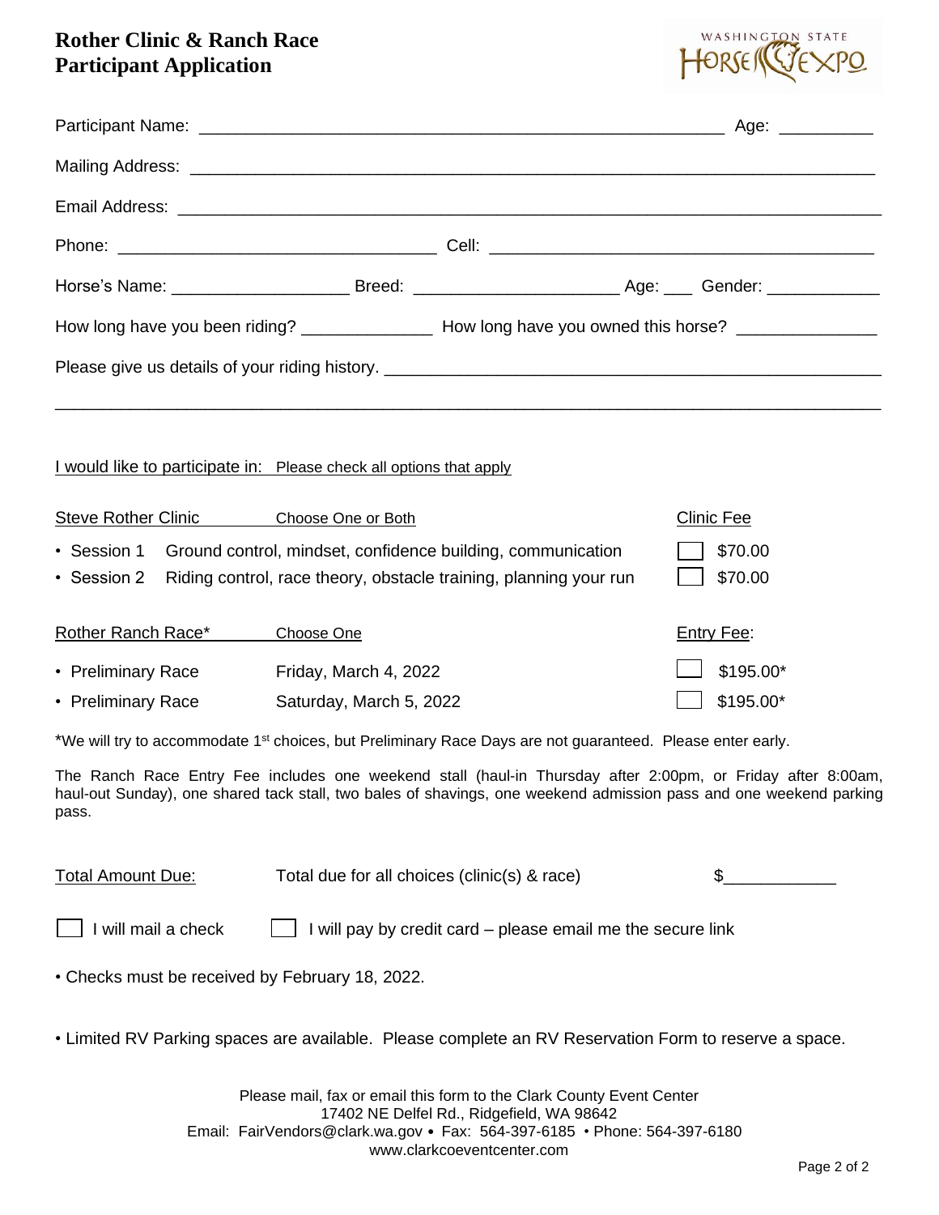# Rother Clinic & Ranch Race Participant Application

WASHINGTON STATE HORSE EXPO

Participant Name: ______________________________ Age: __________

Mailing Address: ______________________________

Email Address: ______________________________

Phone: ______________________ Cell: ______________________

Horse's Name: ______________ Breed: ______________ Age: ___ Gender: ____________

How long have you been riding? ______________ How long have you owned this horse? _______________

Please give us details of your riding history. ______________________________

______________________________

I would like to participate in: Please check all options that apply

| Steve Rother Clinic | Choose One or Both | Clinic Fee |
|---|---|---|
| • Session 1 | Ground control, mindset, confidence building, communication | ☐ $70.00 |
| • Session 2 | Riding control, race theory, obstacle training, planning your run | ☐ $70.00 |

| Rother Ranch Race* | Choose One | Entry Fee: |
|---|---|---|
| • Preliminary Race | Friday, March 4, 2022 | ☐ $195.00* |
| • Preliminary Race | Saturday, March 5, 2022 | ☐ $195.00* |

*We will try to accommodate 1st choices, but Preliminary Race Days are not guaranteed. Please enter early.

The Ranch Race Entry Fee includes one weekend stall (haul-in Thursday after 2:00pm, or Friday after 8:00am, haul-out Sunday), one shared tack stall, two bales of shavings, one weekend admission pass and one weekend parking pass.

Total Amount Due: Total due for all choices (clinic(s) & race) $____________

☐ I will mail a check ☐ I will pay by credit card – please email me the secure link

- Checks must be received by February 18, 2022.

- Limited RV Parking spaces are available. Please complete an RV Reservation Form to reserve a space.

Please mail, fax or email this form to the Clark County Event Center
17402 NE Delfel Rd., Ridgefield, WA 98642
Email: FairVendors@clark.wa.gov • Fax: 564-397-6185 • Phone: 564-397-6180
www.clarkcoeventcenter.com